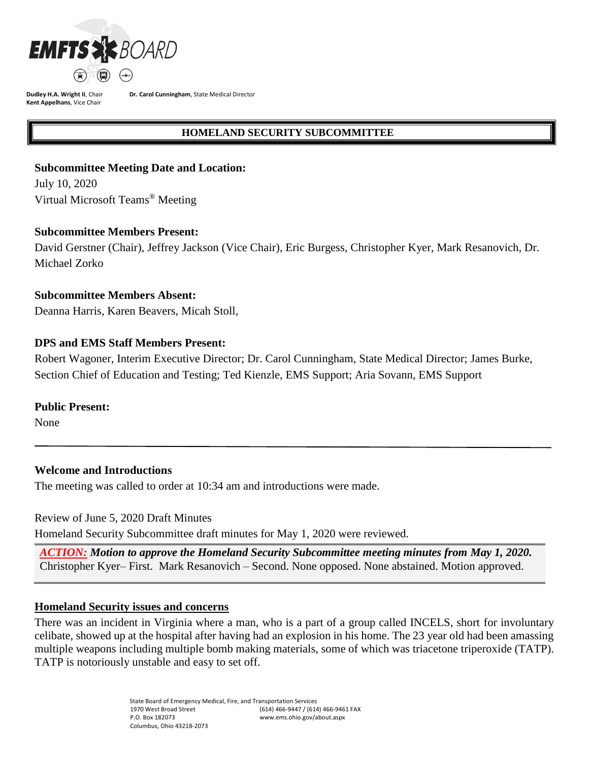EMFTS BOARD

**Dudley H.A. Wright II**, Chair
**Kent Appelhans**, Vice Chair

**Dr. Carol Cunningham**, State Medical Director

## HOMELAND SECURITY SUBCOMMITTEE

**Subcommittee Meeting Date and Location:**
July 10, 2020
Virtual Microsoft Teams® Meeting

**Subcommittee Members Present:**
David Gerstner (Chair), Jeffrey Jackson (Vice Chair), Eric Burgess, Christopher Kyer, Mark Resanovich, Dr. Michael Zorko

**Subcommittee Members Absent:**
Deanna Harris, Karen Beavers, Micah Stoll,

**DPS and EMS Staff Members Present:**
Robert Wagoner, Interim Executive Director; Dr. Carol Cunningham, State Medical Director; James Burke, Section Chief of Education and Testing; Ted Kienzle, EMS Support; Aria Sovann, EMS Support

**Public Present:**
None

---

**Welcome and Introductions**
The meeting was called to order at 10:34 am and introductions were made.

Review of June 5, 2020 Draft Minutes
Homeland Security Subcommittee draft minutes for May 1, 2020 were reviewed.

> ***ACTION:*** ***Motion to approve the Homeland Security Subcommittee meeting minutes from May 1, 2020.*** Christopher Kyer– First. Mark Resanovich – Second. None opposed. None abstained. Motion approved.

**Homeland Security issues and concerns**

There was an incident in Virginia where a man, who is a part of a group called INCELS, short for involuntary celibate, showed up at the hospital after having had an explosion in his home. The 23 year old had been amassing multiple weapons including multiple bomb making materials, some of which was triacetone triperoxide (TATP). TATP is notoriously unstable and easy to set off.

State Board of Emergency Medical, Fire, and Transportation Services
1970 West Broad Street
P.O. Box 182073
Columbus, Ohio 43218-2073
(614) 466-9447 / (614) 466-9461 FAX
www.ems.ohio.gov/about.aspx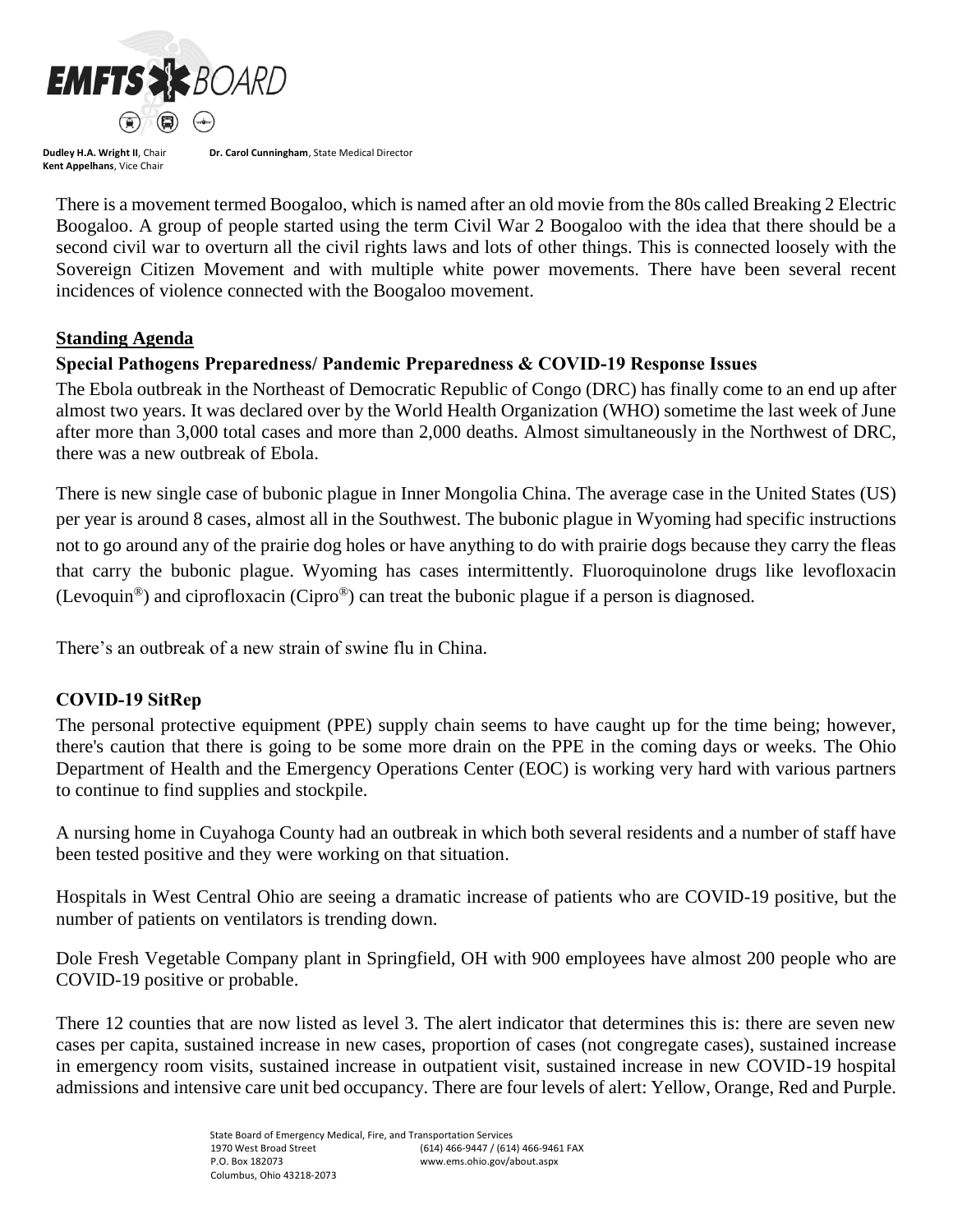There is a movement termed Boogaloo, which is named after an old movie from the 80s called Breaking 2 Electric Boogaloo. A group of people started using the term Civil War 2 Boogaloo with the idea that there should be a second civil war to overturn all the civil rights laws and lots of other things. This is connected loosely with the Sovereign Citizen Movement and with multiple white power movements. There have been several recent incidences of violence connected with the Boogaloo movement.

## Standing Agenda

### Special Pathogens Preparedness/ Pandemic Preparedness & COVID-19 Response Issues

The Ebola outbreak in the Northeast of Democratic Republic of Congo (DRC) has finally come to an end up after almost two years. It was declared over by the World Health Organization (WHO) sometime the last week of June after more than 3,000 total cases and more than 2,000 deaths. Almost simultaneously in the Northwest of DRC, there was a new outbreak of Ebola.

There is new single case of bubonic plague in Inner Mongolia China. The average case in the United States (US) per year is around 8 cases, almost all in the Southwest. The bubonic plague in Wyoming had specific instructions not to go around any of the prairie dog holes or have anything to do with prairie dogs because they carry the fleas that carry the bubonic plague. Wyoming has cases intermittently. Fluoroquinolone drugs like levofloxacin (Levoquin®) and ciprofloxacin (Cipro®) can treat the bubonic plague if a person is diagnosed.

There's an outbreak of a new strain of swine flu in China.

### COVID-19 SitRep

The personal protective equipment (PPE) supply chain seems to have caught up for the time being; however, there's caution that there is going to be some more drain on the PPE in the coming days or weeks. The Ohio Department of Health and the Emergency Operations Center (EOC) is working very hard with various partners to continue to find supplies and stockpile.

A nursing home in Cuyahoga County had an outbreak in which both several residents and a number of staff have been tested positive and they were working on that situation.

Hospitals in West Central Ohio are seeing a dramatic increase of patients who are COVID-19 positive, but the number of patients on ventilators is trending down.

Dole Fresh Vegetable Company plant in Springfield, OH with 900 employees have almost 200 people who are COVID-19 positive or probable.

There 12 counties that are now listed as level 3. The alert indicator that determines this is: there are seven new cases per capita, sustained increase in new cases, proportion of cases (not congregate cases), sustained increase in emergency room visits, sustained increase in outpatient visit, sustained increase in new COVID-19 hospital admissions and intensive care unit bed occupancy. There are four levels of alert: Yellow, Orange, Red and Purple.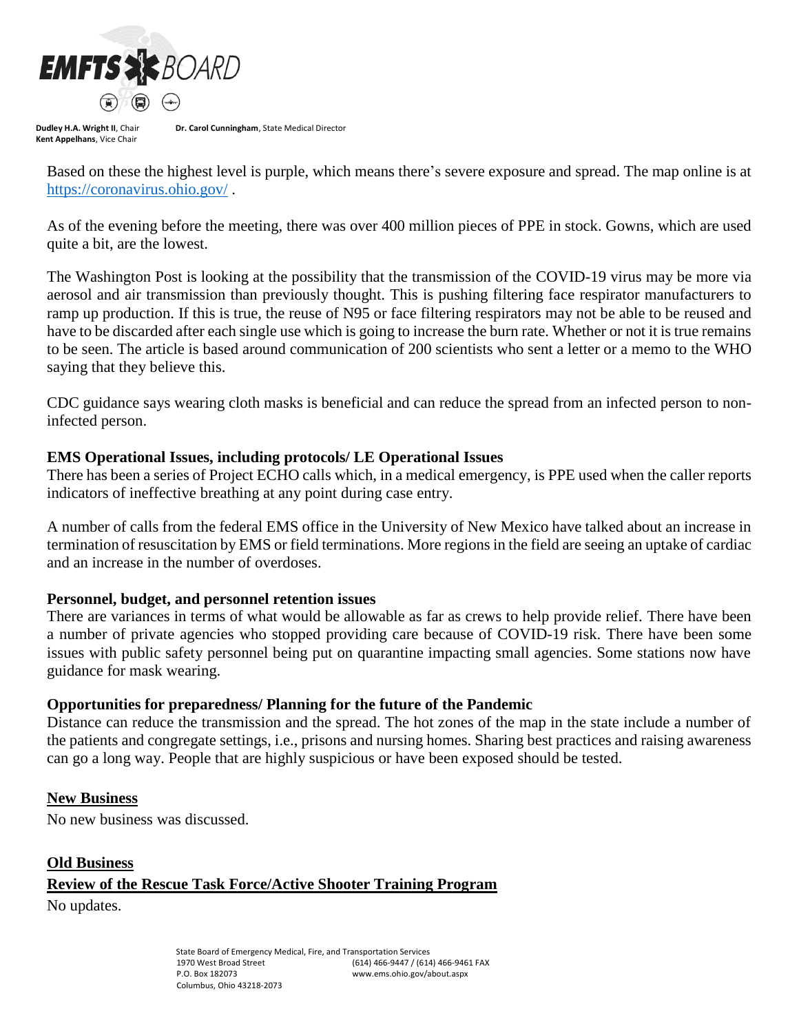Based on these the highest level is purple, which means there's severe exposure and spread. The map online is at https://coronavirus.ohio.gov/ .

As of the evening before the meeting, there was over 400 million pieces of PPE in stock. Gowns, which are used quite a bit, are the lowest.

The Washington Post is looking at the possibility that the transmission of the COVID-19 virus may be more via aerosol and air transmission than previously thought. This is pushing filtering face respirator manufacturers to ramp up production. If this is true, the reuse of N95 or face filtering respirators may not be able to be reused and have to be discarded after each single use which is going to increase the burn rate. Whether or not it is true remains to be seen. The article is based around communication of 200 scientists who sent a letter or a memo to the WHO saying that they believe this.

CDC guidance says wearing cloth masks is beneficial and can reduce the spread from an infected person to non-infected person.

**EMS Operational Issues, including protocols/ LE Operational Issues**

There has been a series of Project ECHO calls which, in a medical emergency, is PPE used when the caller reports indicators of ineffective breathing at any point during case entry.

A number of calls from the federal EMS office in the University of New Mexico have talked about an increase in termination of resuscitation by EMS or field terminations. More regions in the field are seeing an uptake of cardiac and an increase in the number of overdoses.

**Personnel, budget, and personnel retention issues**

There are variances in terms of what would be allowable as far as crews to help provide relief. There have been a number of private agencies who stopped providing care because of COVID-19 risk. There have been some issues with public safety personnel being put on quarantine impacting small agencies. Some stations now have guidance for mask wearing.

**Opportunities for preparedness/ Planning for the future of the Pandemic**

Distance can reduce the transmission and the spread. The hot zones of the map in the state include a number of the patients and congregate settings, i.e., prisons and nursing homes. Sharing best practices and raising awareness can go a long way. People that are highly suspicious or have been exposed should be tested.

## New Business

No new business was discussed.

## Old Business

### Review of the Rescue Task Force/Active Shooter Training Program

No updates.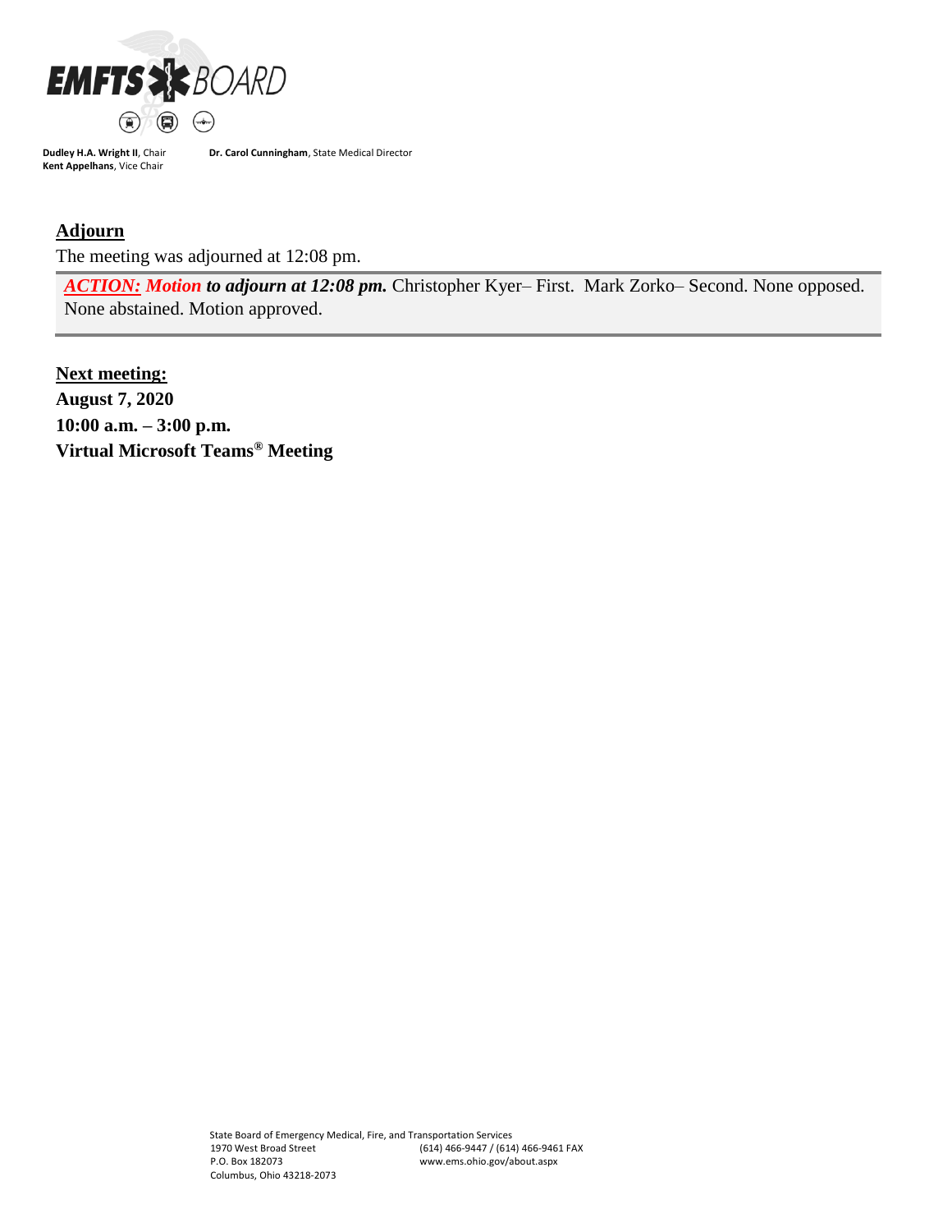**Dudley H.A. Wright II**, Chair
**Kent Appelhans**, Vice Chair

**Dr. Carol Cunningham**, State Medical Director

## Adjourn

The meeting was adjourned at 12:08 pm.

***ACTION: Motion to adjourn at 12:08 pm.*** Christopher Kyer– First. Mark Zorko– Second. None opposed. None abstained. Motion approved.

**Next meeting:**
**August 7, 2020**
**10:00 a.m. – 3:00 p.m.**
**Virtual Microsoft Teams® Meeting**

State Board of Emergency Medical, Fire, and Transportation Services
1970 West Broad Street
P.O. Box 182073
Columbus, Ohio 43218-2073
(614) 466-9447 / (614) 466-9461 FAX
www.ems.ohio.gov/about.aspx